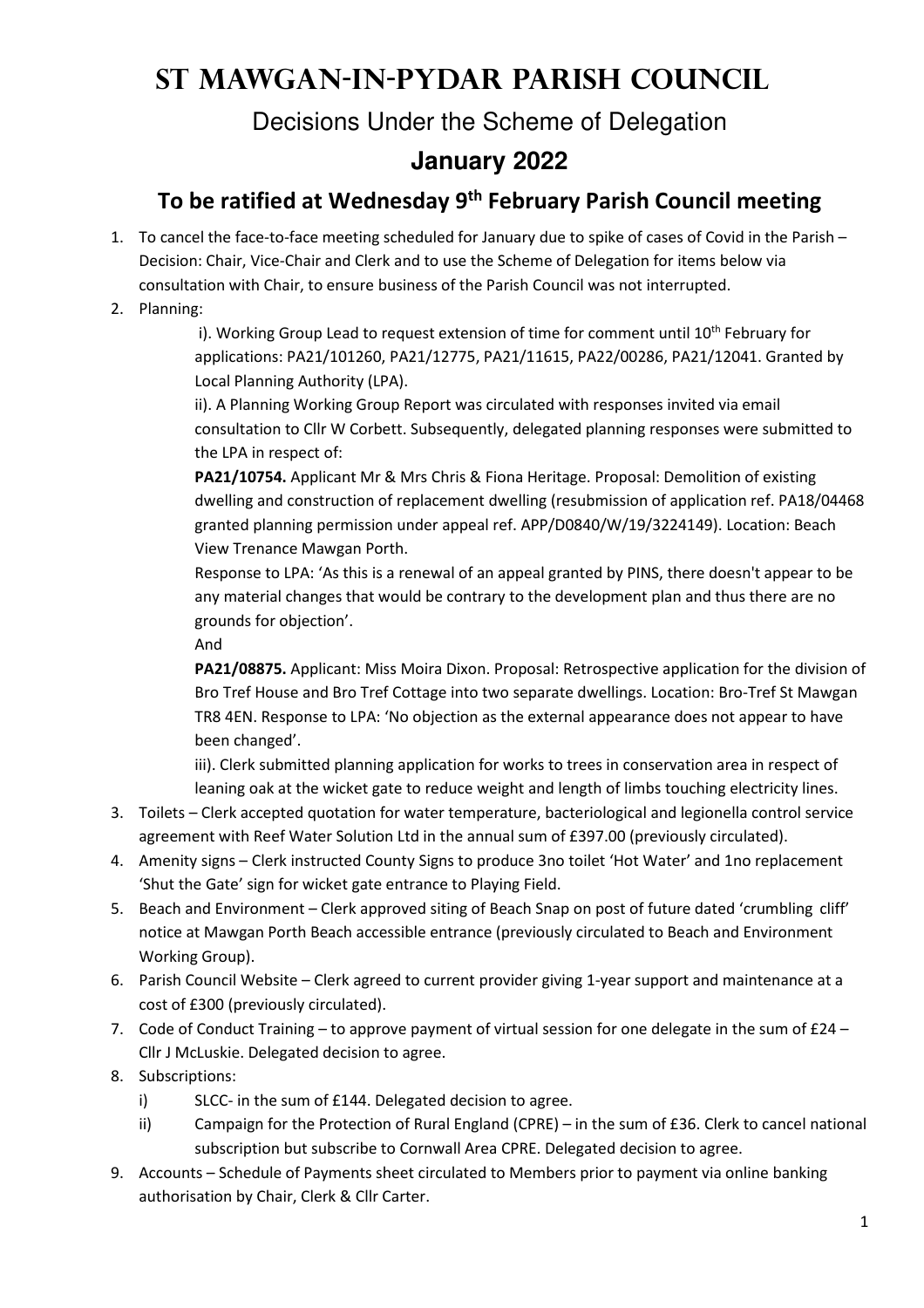# St Mawgan-in-Pydar Parish Council

## Decisions Under the Scheme of Delegation

## January 2022

## To be ratified at Wednesday 9th February Parish Council meeting

1. To cancel the face-to-face meeting scheduled for January due to spike of cases of Covid in the Parish – Decision: Chair, Vice-Chair and Clerk and to use the Scheme of Delegation for items below via consultation with Chair, to ensure business of the Parish Council was not interrupted.
2. Planning:

   i). Working Group Lead to request extension of time for comment until 10th February for applications: PA21/101260, PA21/12775, PA21/11615, PA22/00286, PA21/12041. Granted by Local Planning Authority (LPA).

   ii). A Planning Working Group Report was circulated with responses invited via email consultation to Cllr W Corbett. Subsequently, delegated planning responses were submitted to the LPA in respect of:

   **PA21/10754.** Applicant Mr & Mrs Chris & Fiona Heritage. Proposal: Demolition of existing dwelling and construction of replacement dwelling (resubmission of application ref. PA18/04468 granted planning permission under appeal ref. APP/D0840/W/19/3224149). Location: Beach View Trenance Mawgan Porth.

   Response to LPA: 'As this is a renewal of an appeal granted by PINS, there doesn't appear to be any material changes that would be contrary to the development plan and thus there are no grounds for objection'.

   And

   **PA21/08875.** Applicant: Miss Moira Dixon. Proposal: Retrospective application for the division of Bro Tref House and Bro Tref Cottage into two separate dwellings. Location: Bro-Tref St Mawgan TR8 4EN. Response to LPA: 'No objection as the external appearance does not appear to have been changed'.

   iii). Clerk submitted planning application for works to trees in conservation area in respect of leaning oak at the wicket gate to reduce weight and length of limbs touching electricity lines.
3. Toilets – Clerk accepted quotation for water temperature, bacteriological and legionella control service agreement with Reef Water Solution Ltd in the annual sum of £397.00 (previously circulated).
4. Amenity signs – Clerk instructed County Signs to produce 3no toilet 'Hot Water' and 1no replacement 'Shut the Gate' sign for wicket gate entrance to Playing Field.
5. Beach and Environment – Clerk approved siting of Beach Snap on post of future dated 'crumbling cliff' notice at Mawgan Porth Beach accessible entrance (previously circulated to Beach and Environment Working Group).
6. Parish Council Website – Clerk agreed to current provider giving 1-year support and maintenance at a cost of £300 (previously circulated).
7. Code of Conduct Training – to approve payment of virtual session for one delegate in the sum of £24 – Cllr J McLuskie. Delegated decision to agree.
8. Subscriptions:
   i) SLCC- in the sum of £144. Delegated decision to agree.
   ii) Campaign for the Protection of Rural England (CPRE) – in the sum of £36. Clerk to cancel national subscription but subscribe to Cornwall Area CPRE. Delegated decision to agree.
9. Accounts – Schedule of Payments sheet circulated to Members prior to payment via online banking authorisation by Chair, Clerk & Cllr Carter.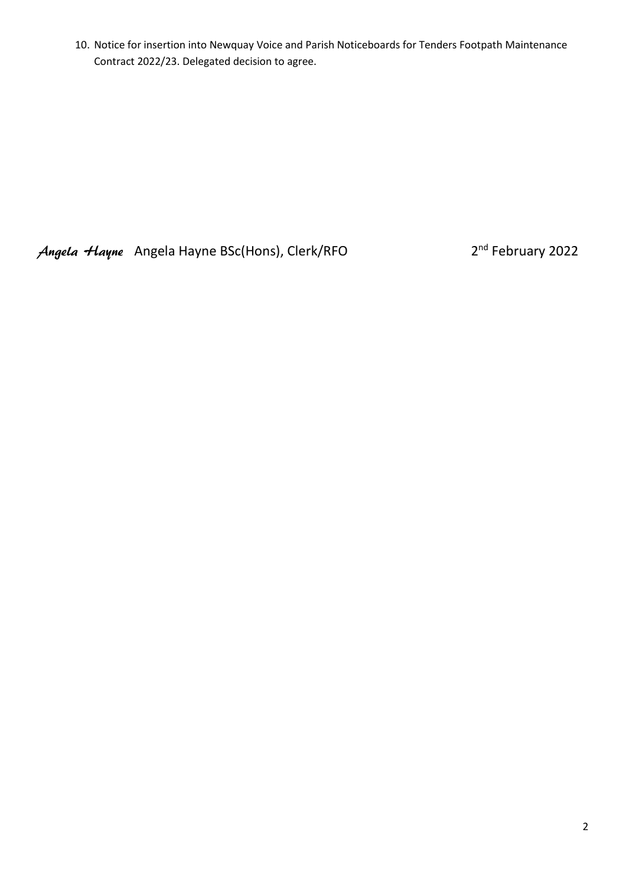10. Notice for insertion into Newquay Voice and Parish Noticeboards for Tenders Footpath Maintenance Contract 2022/23. Delegated decision to agree.

*Angela Hayne* Angela Hayne BSc(Hons), Clerk/RFO 2nd February 2022